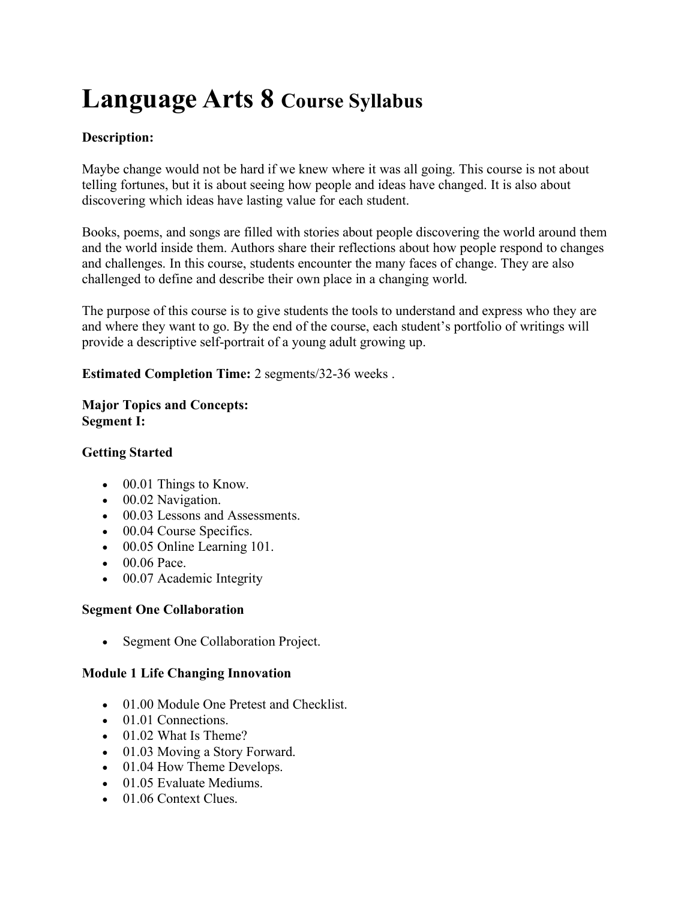# Language Arts 8 Course Syllabus

**Description:**

Maybe change would not be hard if we knew where it was all going. This course is not about telling fortunes, but it is about seeing how people and ideas have changed. It is also about discovering which ideas have lasting value for each student.

Books, poems, and songs are filled with stories about people discovering the world around them and the world inside them. Authors share their reflections about how people respond to changes and challenges. In this course, students encounter the many faces of change. They are also challenged to define and describe their own place in a changing world.

The purpose of this course is to give students the tools to understand and express who they are and where they want to go. By the end of the course, each student's portfolio of writings will provide a descriptive self-portrait of a young adult growing up.

**Estimated Completion Time:** 2 segments/32-36 weeks .

**Major Topics and Concepts:**
**Segment I:**

**Getting Started**

- 00.01 Things to Know.
- 00.02 Navigation.
- 00.03 Lessons and Assessments.
- 00.04 Course Specifics.
- 00.05 Online Learning 101.
- 00.06 Pace.
- 00.07 Academic Integrity

**Segment One Collaboration**

- Segment One Collaboration Project.

**Module 1 Life Changing Innovation**

- 01.00 Module One Pretest and Checklist.
- 01.01 Connections.
- 01.02 What Is Theme?
- 01.03 Moving a Story Forward.
- 01.04 How Theme Develops.
- 01.05 Evaluate Mediums.
- 01.06 Context Clues.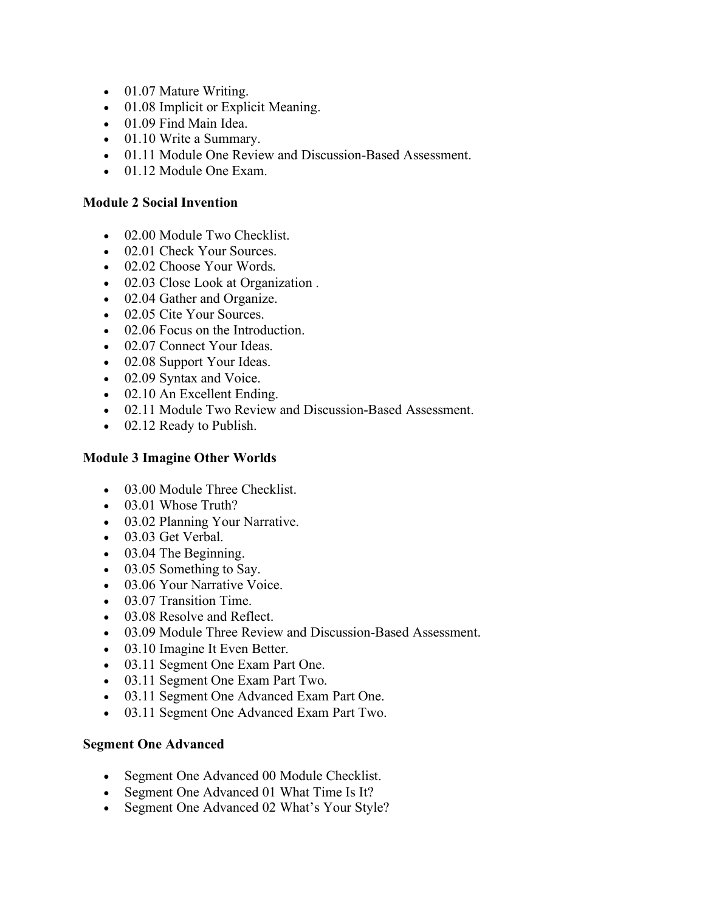- 01.07 Mature Writing.
- 01.08 Implicit or Explicit Meaning.
- 01.09 Find Main Idea.
- 01.10 Write a Summary.
- 01.11 Module One Review and Discussion-Based Assessment.
- 01.12 Module One Exam.

**Module 2 Social Invention**

- 02.00 Module Two Checklist.
- 02.01 Check Your Sources.
- 02.02 Choose Your Words.
- 02.03 Close Look at Organization .
- 02.04 Gather and Organize.
- 02.05 Cite Your Sources.
- 02.06 Focus on the Introduction.
- 02.07 Connect Your Ideas.
- 02.08 Support Your Ideas.
- 02.09 Syntax and Voice.
- 02.10 An Excellent Ending.
- 02.11 Module Two Review and Discussion-Based Assessment.
- 02.12 Ready to Publish.

**Module 3 Imagine Other Worlds**

- 03.00 Module Three Checklist.
- 03.01 Whose Truth?
- 03.02 Planning Your Narrative.
- 03.03 Get Verbal.
- 03.04 The Beginning.
- 03.05 Something to Say.
- 03.06 Your Narrative Voice.
- 03.07 Transition Time.
- 03.08 Resolve and Reflect.
- 03.09 Module Three Review and Discussion-Based Assessment.
- 03.10 Imagine It Even Better.
- 03.11 Segment One Exam Part One.
- 03.11 Segment One Exam Part Two.
- 03.11 Segment One Advanced Exam Part One.
- 03.11 Segment One Advanced Exam Part Two.

**Segment One Advanced**

- Segment One Advanced 00 Module Checklist.
- Segment One Advanced 01 What Time Is It?
- Segment One Advanced 02 What's Your Style?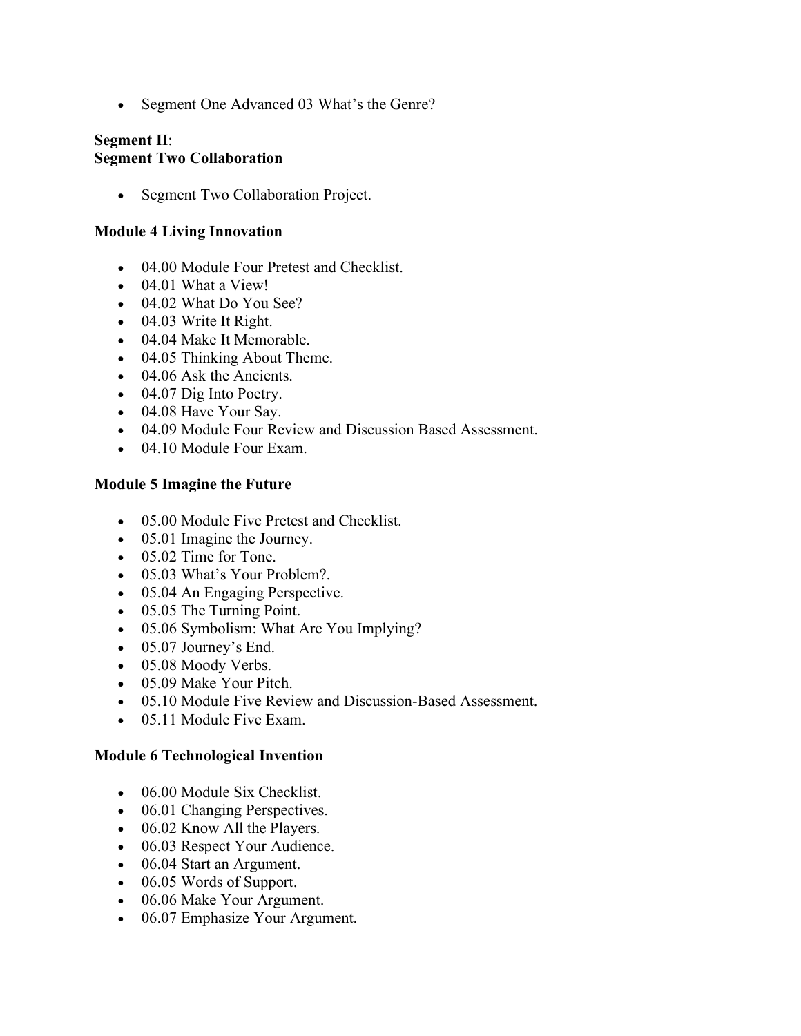- Segment One Advanced 03 What's the Genre?

**Segment II**:
**Segment Two Collaboration**

- Segment Two Collaboration Project.

**Module 4 Living Innovation**

- 04.00 Module Four Pretest and Checklist.
- 04.01 What a View!
- 04.02 What Do You See?
- 04.03 Write It Right.
- 04.04 Make It Memorable.
- 04.05 Thinking About Theme.
- 04.06 Ask the Ancients.
- 04.07 Dig Into Poetry.
- 04.08 Have Your Say.
- 04.09 Module Four Review and Discussion Based Assessment.
- 04.10 Module Four Exam.

**Module 5 Imagine the Future**

- 05.00 Module Five Pretest and Checklist.
- 05.01 Imagine the Journey.
- 05.02 Time for Tone.
- 05.03 What's Your Problem?.
- 05.04 An Engaging Perspective.
- 05.05 The Turning Point.
- 05.06 Symbolism: What Are You Implying?
- 05.07 Journey's End.
- 05.08 Moody Verbs.
- 05.09 Make Your Pitch.
- 05.10 Module Five Review and Discussion-Based Assessment.
- 05.11 Module Five Exam.

**Module 6 Technological Invention**

- 06.00 Module Six Checklist.
- 06.01 Changing Perspectives.
- 06.02 Know All the Players.
- 06.03 Respect Your Audience.
- 06.04 Start an Argument.
- 06.05 Words of Support.
- 06.06 Make Your Argument.
- 06.07 Emphasize Your Argument.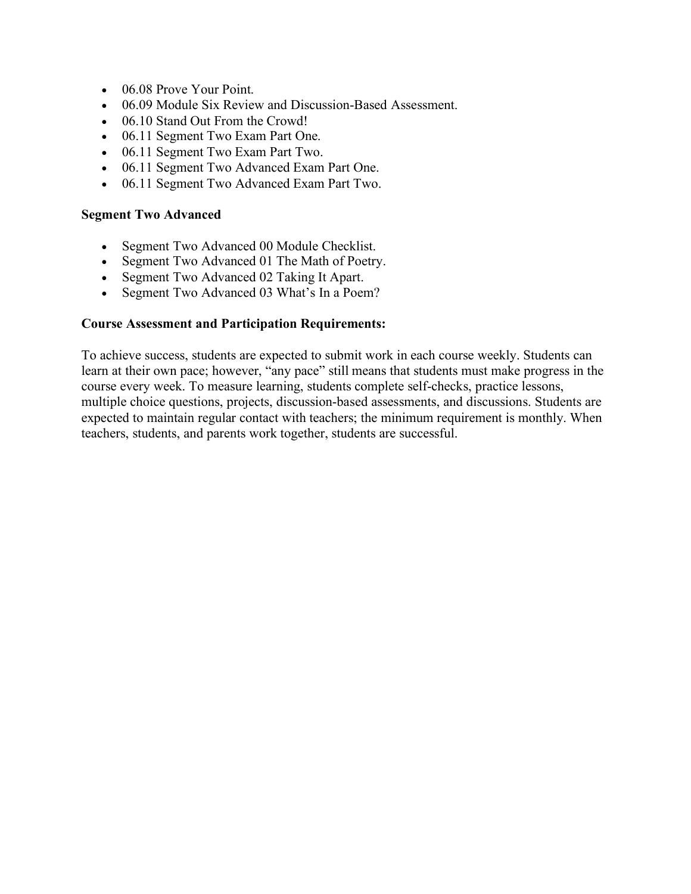- 06.08 Prove Your Point.
- 06.09 Module Six Review and Discussion-Based Assessment.
- 06.10 Stand Out From the Crowd!
- 06.11 Segment Two Exam Part One.
- 06.11 Segment Two Exam Part Two.
- 06.11 Segment Two Advanced Exam Part One.
- 06.11 Segment Two Advanced Exam Part Two.

**Segment Two Advanced**

- Segment Two Advanced 00 Module Checklist.
- Segment Two Advanced 01 The Math of Poetry.
- Segment Two Advanced 02 Taking It Apart.
- Segment Two Advanced 03 What's In a Poem?

**Course Assessment and Participation Requirements:**

To achieve success, students are expected to submit work in each course weekly. Students can learn at their own pace; however, "any pace" still means that students must make progress in the course every week. To measure learning, students complete self-checks, practice lessons, multiple choice questions, projects, discussion-based assessments, and discussions. Students are expected to maintain regular contact with teachers; the minimum requirement is monthly. When teachers, students, and parents work together, students are successful.